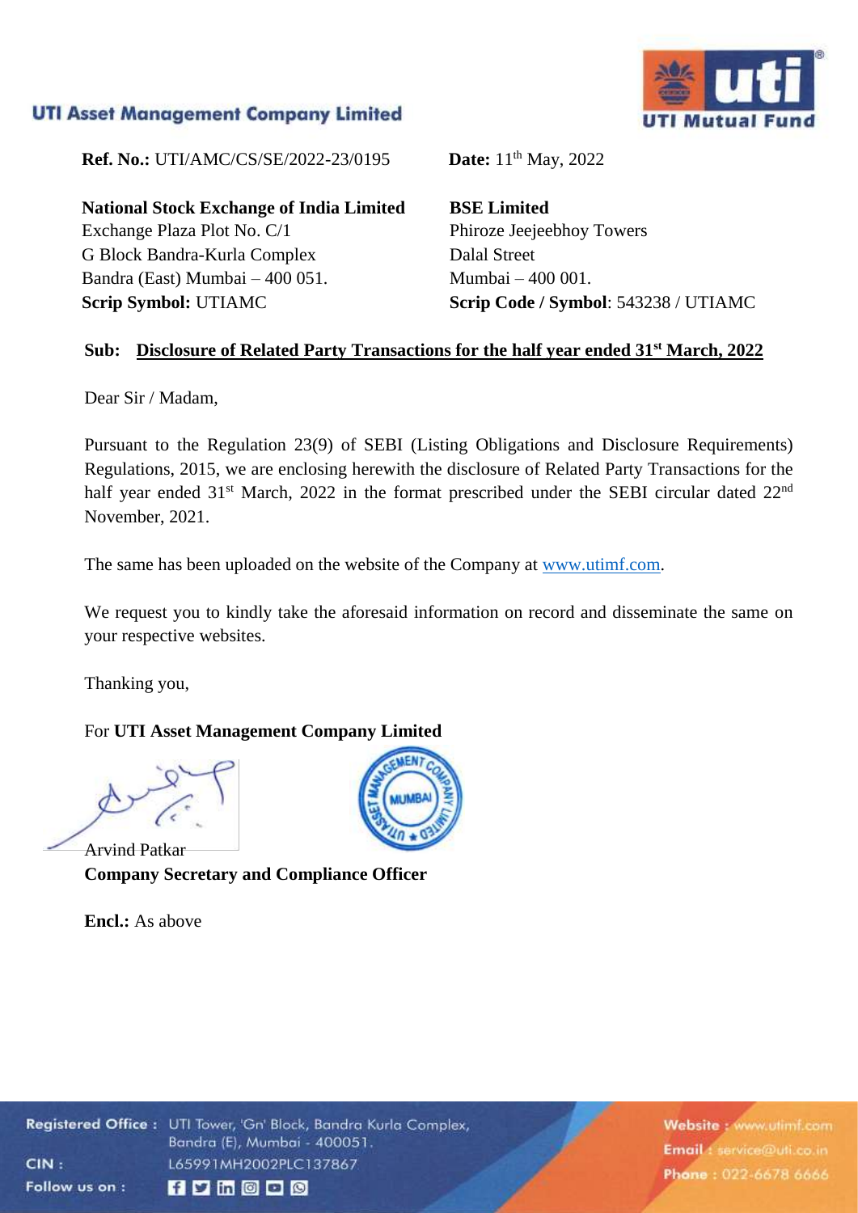**UTI Asset Management Company Limited**

**Ref. No.:** UTI/AMC/CS/SE/2022-23/0195

**Date:** 11th May, 2022

**National Stock Exchange of India Limited**
Exchange Plaza Plot No. C/1
G Block Bandra-Kurla Complex
Bandra (East) Mumbai – 400 051.
**Scrip Symbol:** UTIAMC

**BSE Limited**
Phiroze Jeejeebhoy Towers
Dalal Street
Mumbai – 400 001.
**Scrip Code / Symbol**: 543238 / UTIAMC

**Sub: Disclosure of Related Party Transactions for the half year ended 31st March, 2022**

Dear Sir / Madam,

Pursuant to the Regulation 23(9) of SEBI (Listing Obligations and Disclosure Requirements) Regulations, 2015, we are enclosing herewith the disclosure of Related Party Transactions for the half year ended 31st March, 2022 in the format prescribed under the SEBI circular dated 22nd November, 2021.

The same has been uploaded on the website of the Company at www.utimf.com.

We request you to kindly take the aforesaid information on record and disseminate the same on your respective websites.

Thanking you,

For **UTI Asset Management Company Limited**

Arvind Patkar
**Company Secretary and Compliance Officer**

**Encl.:** As above

**Registered Office :** UTI Tower, 'Gn' Block, Bandra Kurla Complex, Bandra (E), Mumbai - 400051.
**CIN :** L65991MH2002PLC137867

**Website :** www.utimf.com
**Email :** service@uti.co.in
**Phone :** 022-6678 6666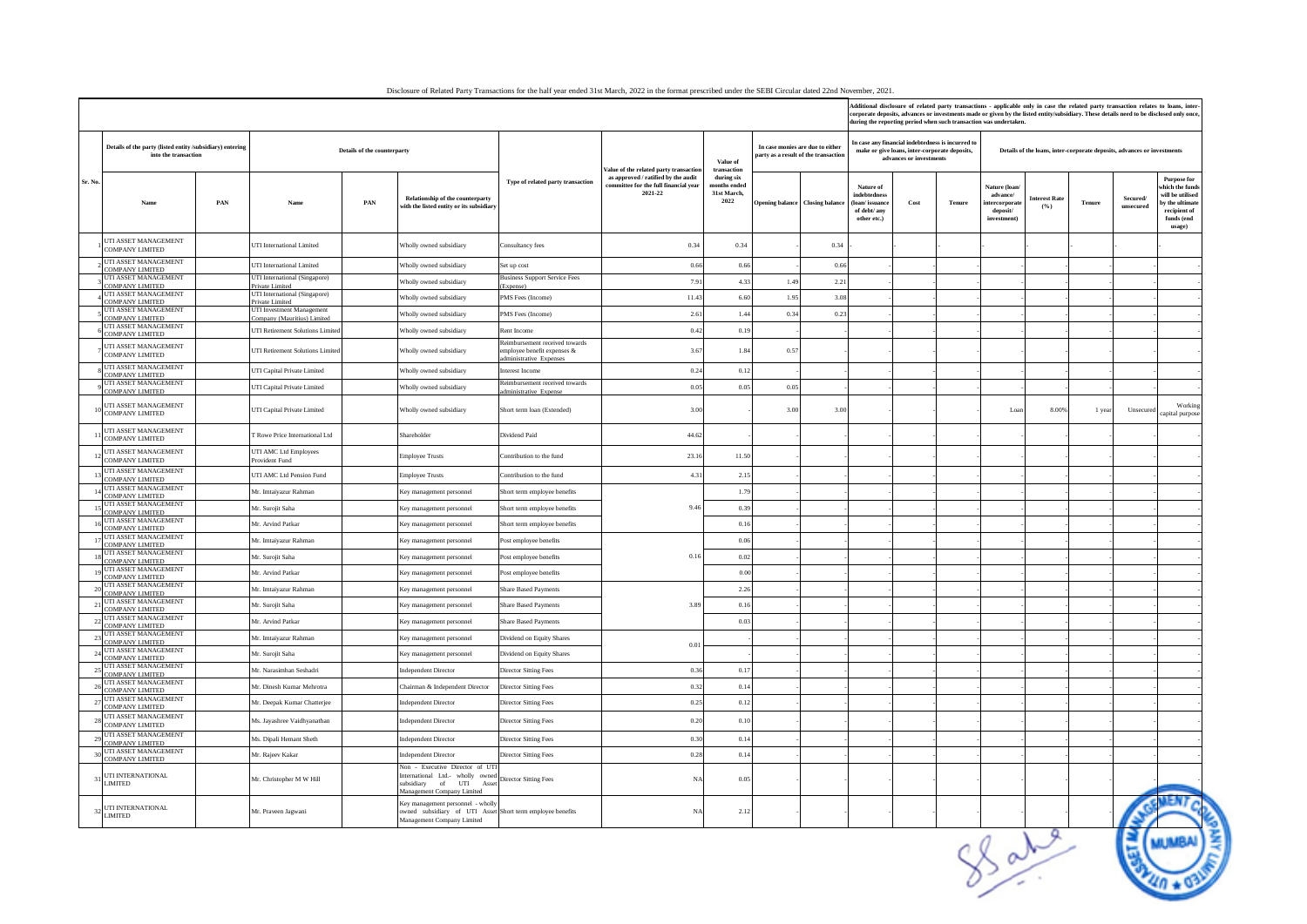Disclosure of Related Party Transactions for the half year ended 31st March, 2022 in the format prescribed under the SEBI Circular dated 22nd November, 2021.

| Sr. No. | Details of the party (listed entity /subsidiary) entering into the transaction | | Details of the counterparty | | | Type of related party transaction | Value of the related party transaction as approved / ratified by the audit committee for the full financial year 2021-22 | Value of transaction during six months ended 31st March, 2022 | In case monies are due to either party as a result of the transaction | | Additional disclosure of related party transactions - applicable only in case the related party transaction relates to loans, inter-corporate deposits, advances or investments made or given by the listed entity/subsidiary. These details need to be disclosed only once, during the reporting period when such transaction was undertaken. In case any financial indebtedness is incurred to make or give loans, inter-corporate deposits, advances or investments | | | Details of the loans, inter-corporate deposits, advances or investments | | | | |
|---|---|---|---|---|---|---|---|---|---|---|---|---|---|---|---|---|---|---|
| | Name | PAN | Name | PAN | Relationship of the counterparty with the listed entity or its subsidiary | | | | Opening balance | Closing balance | Nature of indebtedness (loan/ issuance of debt/ any other etc.) | Cost | Tenure | Nature (loan/ advance/ intercorporate deposit/ investment) | Interest Rate (%) | Tenure | Secured/ unsecured | Purpose for which the funds will be utilised by the ultimate recipient of funds (end usage) |
| 1 | UTI ASSET MANAGEMENT COMPANY LIMITED | | UTI International Limited | | Wholly owned subsidiary | Consultancy fees | 0.34 | 0.34 | | 0.34 | - | | | | | | | - |
| 2 | UTI ASSET MANAGEMENT COMPANY LIMITED | | UTI International Limited | | Wholly owned subsidiary | Set up cost | 0.66 | 0.66 | - | 0.66 | - | - | - | - | - | - | - | - |
| 3 | UTI ASSET MANAGEMENT COMPANY LIMITED | | UTI International (Singapore) Private Limited | | Wholly owned subsidiary | Business Support Service Fees (Expense) | 7.91 | 4.33 | 1.49 | 2.21 | - | - | - | - | - | - | - | - |
| 4 | UTI ASSET MANAGEMENT COMPANY LIMITED | | UTI International (Singapore) Private Limited | | Wholly owned subsidiary | PMS Fees (Income) | 11.43 | 6.60 | 1.95 | 3.08 | - | - | - | - | - | - | - | - |
| 5 | UTI ASSET MANAGEMENT COMPANY LIMITED | | UTI Investment Management Company (Mauritius) Limited | | Wholly owned subsidiary | PMS Fees (Income) | 2.61 | 1.44 | 0.34 | 0.23 | - | - | - | - | - | - | - | - |
| 6 | UTI ASSET MANAGEMENT COMPANY LIMITED | | UTI Retirement Solutions Limited | | Wholly owned subsidiary | Rent Income | 0.42 | 0.19 | - | - | - | - | - | - | - | - | - | - |
| 7 | UTI ASSET MANAGEMENT COMPANY LIMITED | | UTI Retirement Solutions Limited | | Wholly owned subsidiary | Reimbursement received towards employee benefit expenses & administrative Expenses | 3.67 | 1.84 | 0.57 | - | - | - | - | - | - | - | - | - |
| 8 | UTI ASSET MANAGEMENT COMPANY LIMITED | | UTI Capital Private Limited | | Wholly owned subsidiary | Interest Income | 0.24 | 0.12 | - | - | - | - | - | - | - | - | - | - |
| 9 | UTI ASSET MANAGEMENT COMPANY LIMITED | | UTI Capital Private Limited | | Wholly owned subsidiary | Reimbursement received towards administrative Expense | 0.05 | 0.05 | 0.05 | - | - | - | - | - | - | - | - | - |
| 10 | UTI ASSET MANAGEMENT COMPANY LIMITED | | UTI Capital Private Limited | | Wholly owned subsidiary | Short term loan (Extended) | 3.00 | - | 3.00 | 3.00 | - | - | - | Loan | 8.00% | 1 year | Unsecured | Working capital purpose |
| 11 | UTI ASSET MANAGEMENT COMPANY LIMITED | | T Rowe Price International Ltd | | Shareholder | Dividend Paid | 44.62 | - | - | - | - | - | - | - | - | - | - | - |
| 12 | UTI ASSET MANAGEMENT COMPANY LIMITED | | UTI AMC Ltd Employees Provident Fund | | Employee Trusts | Contribution to the fund | 23.16 | 11.50 | - | - | - | - | - | - | - | - | - | - |
| 13 | UTI ASSET MANAGEMENT COMPANY LIMITED | | UTI AMC Ltd Pension Fund | | Employee Trusts | Contribution to the fund | 4.31 | 2.15 | - | - | - | - | - | - | - | - | - | - |
| 14 | UTI ASSET MANAGEMENT COMPANY LIMITED | | Mr. Imtaiyazur Rahman | | Key management personnel | Short term employee benefits | 9.46 | 1.79 | - | - | - | - | - | - | - | - | - | - |
| 15 | UTI ASSET MANAGEMENT COMPANY LIMITED | | Mr. Surojit Saha | | Key management personnel | Short term employee benefits | | 0.39 | - | - | - | - | - | - | - | - | - | - |
| 16 | UTI ASSET MANAGEMENT COMPANY LIMITED | | Mr. Arvind Patkar | | Key management personnel | Short term employee benefits | | 0.16 | - | - | - | - | - | - | - | - | - | - |
| 17 | UTI ASSET MANAGEMENT COMPANY LIMITED | | Mr. Imtaiyazur Rahman | | Key management personnel | Post employee benefits | 0.16 | 0.06 | - | - | - | - | - | - | - | - | - | - |
| 18 | UTI ASSET MANAGEMENT COMPANY LIMITED | | Mr. Surojit Saha | | Key management personnel | Post employee benefits | | 0.02 | - | - | - | - | - | - | - | - | - | - |
| 19 | UTI ASSET MANAGEMENT COMPANY LIMITED | | Mr. Arvind Patkar | | Key management personnel | Post employee benefits | | 0.00 | - | - | - | - | - | - | - | - | - | - |
| 20 | UTI ASSET MANAGEMENT COMPANY LIMITED | | Mr. Imtaiyazur Rahman | | Key management personnel | Share Based Payments | 3.89 | 2.26 | - | - | - | - | - | - | - | - | - | - |
| 21 | UTI ASSET MANAGEMENT COMPANY LIMITED | | Mr. Surojit Saha | | Key management personnel | Share Based Payments | | 0.16 | - | - | - | - | - | - | - | - | - | - |
| 22 | UTI ASSET MANAGEMENT COMPANY LIMITED | | Mr. Arvind Patkar | | Key management personnel | Share Based Payments | | 0.03 | - | - | - | - | - | - | - | - | - | - |
| 23 | UTI ASSET MANAGEMENT COMPANY LIMITED | | Mr. Imtaiyazur Rahman | | Key management personnel | Dividend on Equity Shares | 0.01 | - | - | - | - | - | - | - | - | - | - | - |
| 24 | UTI ASSET MANAGEMENT COMPANY LIMITED | | Mr. Surojit Saha | | Key management personnel | Dividend on Equity Shares | | - | - | - | - | - | - | - | - | - | - | - |
| 25 | UTI ASSET MANAGEMENT COMPANY LIMITED | | Mr. Narasimhan Seshadri | | Independent Director | Director Sitting Fees | 0.36 | 0.17 | - | - | - | - | - | - | - | - | - | - |
| 26 | UTI ASSET MANAGEMENT COMPANY LIMITED | | Mr. Dinesh Kumar Mehrotra | | Chairman & Independent Director | Director Sitting Fees | 0.32 | 0.14 | - | - | - | - | - | - | - | - | - | - |
| 27 | UTI ASSET MANAGEMENT COMPANY LIMITED | | Mr. Deepak Kumar Chatterjee | | Independent Director | Director Sitting Fees | 0.25 | 0.12 | - | - | - | - | - | - | - | - | - | - |
| 28 | UTI ASSET MANAGEMENT COMPANY LIMITED | | Ms. Jayashree Vaidhyanathan | | Independent Director | Director Sitting Fees | 0.20 | 0.10 | - | - | - | - | - | - | - | - | - | - |
| 29 | UTI ASSET MANAGEMENT COMPANY LIMITED | | Ms. Dipali Hemant Sheth | | Independent Director | Director Sitting Fees | 0.30 | 0.14 | - | - | - | - | - | - | - | - | - | - |
| 30 | UTI ASSET MANAGEMENT COMPANY LIMITED | | Mr. Rajeev Kakar | | Independent Director | Director Sitting Fees | 0.28 | 0.14 | - | - | - | - | - | - | - | - | - | - |
| 31 | UTI INTERNATIONAL LIMITED | | Mr. Christopher M W Hill | | Non - Executive Director of UTI International Ltd.- wholly owned subsidiary of UTI Asset Management Company Limited | Director Sitting Fees | NA | 0.05 | - | - | - | - | - | - | - | - | - | - |
| 32 | UTI INTERNATIONAL LIMITED | | Mr. Praveen Jagwani | | Key management personnel - wholly owned subsidiary of UTI Asset Management Company Limited | Short term employee benefits | NA | 2.12 | - | - | - | - | - | - | - | - | - | - |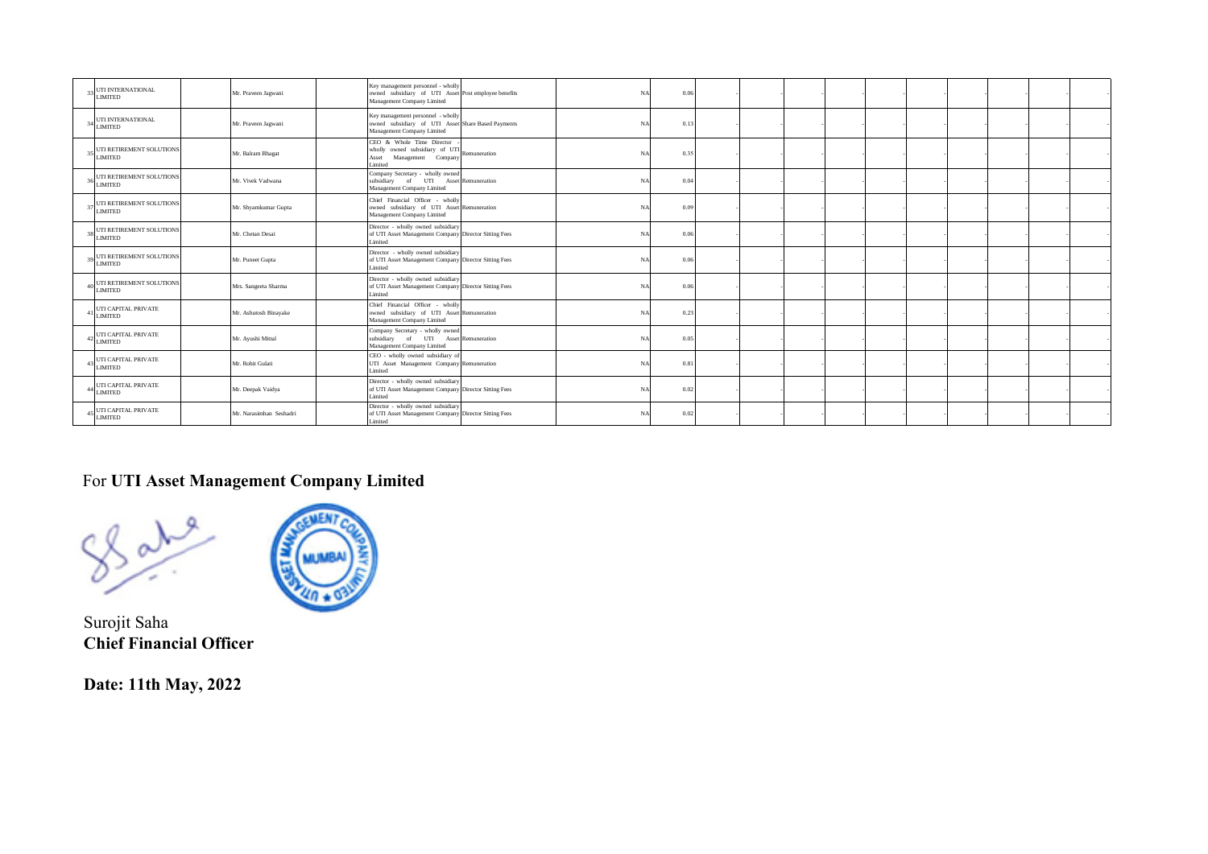| | | | | | | | | | | | | | | | | | |
|---|---|---|---|---|---|---|---|---|---|---|---|---|---|---|---|---|---|
| 33 | UTI INTERNATIONAL LIMITED | Mr. Praveen Jagwani | | Key management personnel - wholly owned subsidiary of UTI Asset Management Company Limited | Post employee benefits | NA | 0.06 | - | - | - | - | - | - | - | - | - | - |
| 34 | UTI INTERNATIONAL LIMITED | Mr. Praveen Jagwani | | Key management personnel - wholly owned subsidiary of UTI Asset Management Company Limited | Share Based Payments | NA | 0.13 | - | - | - | - | - | - | - | - | - | - |
| 35 | UTI RETIREMENT SOLUTIONS LIMITED | Mr. Balram Bhagat | | CEO & Whole Time Director - wholly owned subsidiary of UTI Asset Management Company Limited | Remuneration | NA | 0.35 | - | - | - | - | - | - | - | - | - | - |
| 36 | UTI RETIREMENT SOLUTIONS LIMITED | Mr. Vivek Vadwana | | Company Secretary - wholly owned subsidiary of UTI Asset Management Company Limited | Remuneration | NA | 0.04 | - | - | - | - | - | - | - | - | - | - |
| 37 | UTI RETIREMENT SOLUTIONS LIMITED | Mr. Shyamkumar Gupta | | Chief Financial Officer - wholly owned subsidiary of UTI Asset Management Company Limited | Remuneration | NA | 0.09 | - | - | - | - | - | - | - | - | - | - |
| 38 | UTI RETIREMENT SOLUTIONS LIMITED | Mr. Chetan Desai | | Director - wholly owned subsidiary of UTI Asset Management Company Limited | Director Sitting Fees | NA | 0.06 | - | - | - | - | - | - | - | - | - | - |
| 39 | UTI RETIREMENT SOLUTIONS LIMITED | Mr. Puneet Gupta | | Director - wholly owned subsidiary of UTI Asset Management Company Limited | Director Sitting Fees | NA | 0.06 | - | - | - | - | - | - | - | - | - | - |
| 40 | UTI RETIREMENT SOLUTIONS LIMITED | Mrs. Sangeeta Sharma | | Director - wholly owned subsidiary of UTI Asset Management Company Limited | Director Sitting Fees | NA | 0.06 | - | - | - | - | - | - | - | - | - | - |
| 41 | UTI CAPITAL PRIVATE LIMITED | Mr. Ashutosh Binayake | | Chief Financial Officer - wholly owned subsidiary of UTI Asset Management Company Limited | Remuneration | NA | 0.23 | - | - | - | - | - | - | - | - | - | - |
| 42 | UTI CAPITAL PRIVATE LIMITED | Mr. Ayushi Mittal | | Company Secretary - wholly owned subsidiary of UTI Asset Management Company Limited | Remuneration | NA | 0.05 | - | - | - | - | - | - | - | - | - | - |
| 43 | UTI CAPITAL PRIVATE LIMITED | Mr. Rohit Gulati | | CEO - wholly owned subsidiary of UTI Asset Management Company Limited | Remuneration | NA | 0.81 | - | - | - | - | - | - | - | - | - | - |
| 44 | UTI CAPITAL PRIVATE LIMITED | Mr. Deepak Vaidya | | Director - wholly owned subsidiary of UTI Asset Management Company Limited | Director Sitting Fees | NA | 0.02 | - | - | - | - | - | - | - | - | - | - |
| 45 | UTI CAPITAL PRIVATE LIMITED | Mr. Narasimhan Seshadri | | Director - wholly owned subsidiary of UTI Asset Management Company Limited | Director Sitting Fees | NA | 0.02 | - | - | - | - | - | - | - | - | - | - |

For **UTI Asset Management Company Limited**

Surojit Saha
**Chief Financial Officer**

**Date: 11th May, 2022**